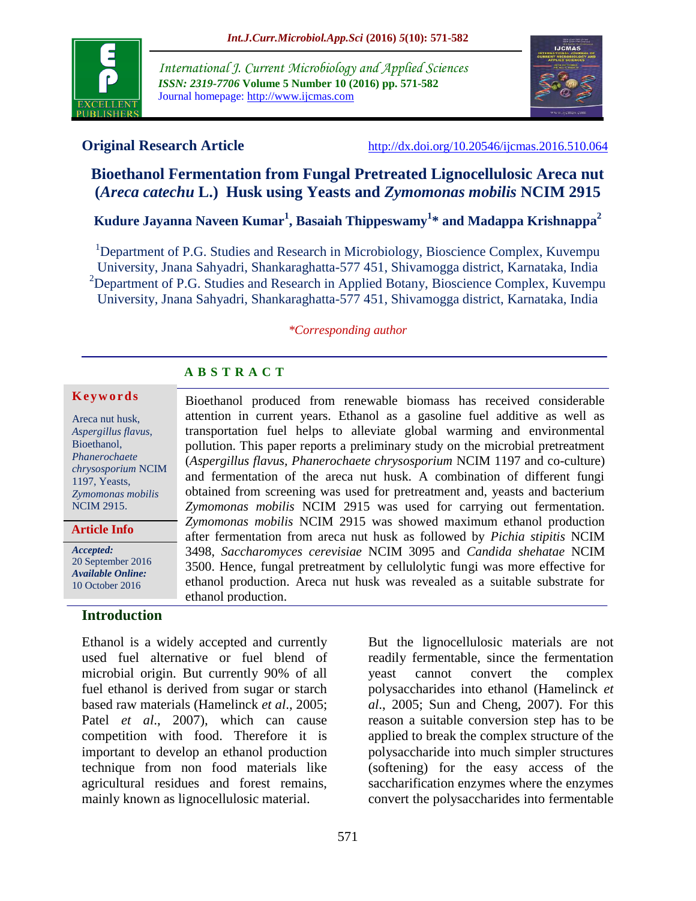International J. Current Microbiology and Applied Sciences
*ISSN: 2319-7706* **Volume 5 Number 10 (2016) pp. 571-582**
Journal homepage: http://www.ijcmas.com

**Original Research Article** http://dx.doi.org/10.20546/ijcmas.2016.510.064

# Bioethanol Fermentation from Fungal Pretreated Lignocellulosic Areca nut (*Areca catechu* L.) Husk using Yeasts and *Zymomonas mobilis* NCIM 2915

**Kudure Jayanna Naveen Kumar[1], Basaiah Thippeswamy[1]* and Madappa Krishnappa[2]**

[1]Department of P.G. Studies and Research in Microbiology, Bioscience Complex, Kuvempu University, Jnana Sahyadri, Shankaraghatta-577 451, Shivamogga district, Karnataka, India
[2]Department of P.G. Studies and Research in Applied Botany, Bioscience Complex, Kuvempu University, Jnana Sahyadri, Shankaraghatta-577 451, Shivamogga district, Karnataka, India

*\*Corresponding author*

## ABSTRACT

**Keywords**

Areca nut husk, *Aspergillus flavus*, Bioethanol, *Phanerochaete chrysosporium* NCIM 1197, Yeasts, *Zymomonas mobilis* NCIM 2915.

**Article Info**

***Accepted:*** 20 September 2016
***Available Online:*** 10 October 2016

Bioethanol produced from renewable biomass has received considerable attention in current years. Ethanol as a gasoline fuel additive as well as transportation fuel helps to alleviate global warming and environmental pollution. This paper reports a preliminary study on the microbial pretreatment (*Aspergillus flavus, Phanerochaete chrysosporium* NCIM 1197 and co-culture) and fermentation of the areca nut husk. A combination of different fungi obtained from screening was used for pretreatment and, yeasts and bacterium *Zymomonas mobilis* NCIM 2915 was used for carrying out fermentation. *Zymomonas mobilis* NCIM 2915 was showed maximum ethanol production after fermentation from areca nut husk as followed by *Pichia stipitis* NCIM 3498, *Saccharomyces cerevisiae* NCIM 3095 and *Candida shehatae* NCIM 3500. Hence, fungal pretreatment by cellulolytic fungi was more effective for ethanol production. Areca nut husk was revealed as a suitable substrate for ethanol production.

## Introduction

Ethanol is a widely accepted and currently used fuel alternative or fuel blend of microbial origin. But currently 90% of all fuel ethanol is derived from sugar or starch based raw materials (Hamelinck *et al*., 2005; Patel *et al*., 2007), which can cause competition with food. Therefore it is important to develop an ethanol production technique from non food materials like agricultural residues and forest remains, mainly known as lignocellulosic material.

But the lignocellulosic materials are not readily fermentable, since the fermentation yeast cannot convert the complex polysaccharides into ethanol (Hamelinck *et al*., 2005; Sun and Cheng, 2007). For this reason a suitable conversion step has to be applied to break the complex structure of the polysaccharide into much simpler structures (softening) for the easy access of the saccharification enzymes where the enzymes convert the polysaccharides into fermentable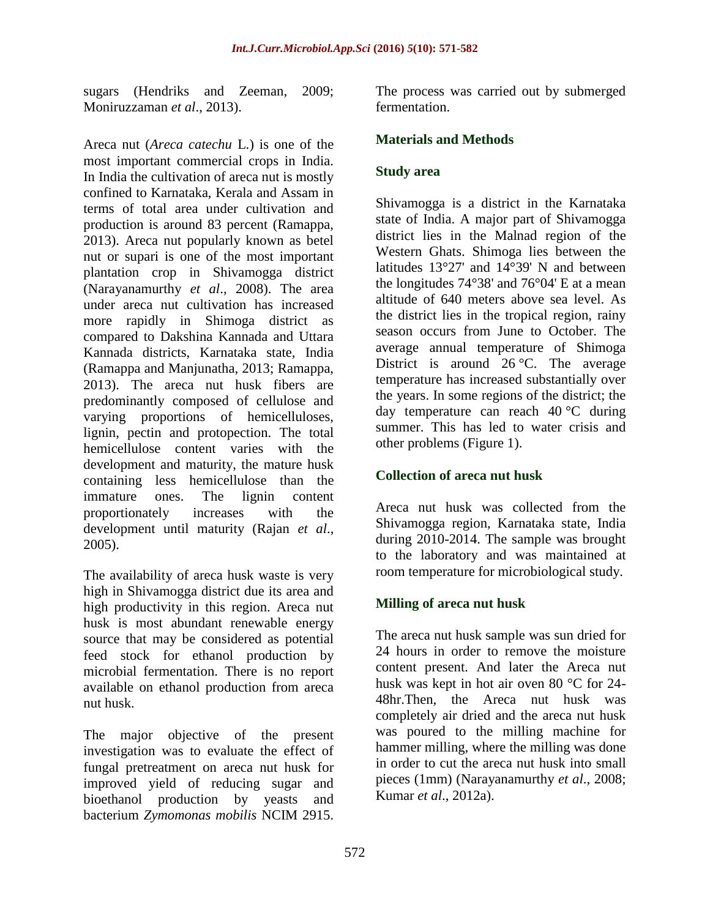sugars (Hendriks and Zeeman, 2009; Moniruzzaman *et al*., 2013).

Areca nut (*Areca catechu* L.) is one of the most important commercial crops in India. In India the cultivation of areca nut is mostly confined to Karnataka, Kerala and Assam in terms of total area under cultivation and production is around 83 percent (Ramappa, 2013). Areca nut popularly known as betel nut or supari is one of the most important plantation crop in Shivamogga district (Narayanamurthy *et al*., 2008). The area under areca nut cultivation has increased more rapidly in Shimoga district as compared to Dakshina Kannada and Uttara Kannada districts, Karnataka state, India (Ramappa and Manjunatha, 2013; Ramappa, 2013). The areca nut husk fibers are predominantly composed of cellulose and varying proportions of hemicelluloses, lignin, pectin and protopection. The total hemicellulose content varies with the development and maturity, the mature husk containing less hemicellulose than the immature ones. The lignin content proportionately increases with the development until maturity (Rajan *et al*., 2005).

The availability of areca husk waste is very high in Shivamogga district due its area and high productivity in this region. Areca nut husk is most abundant renewable energy source that may be considered as potential feed stock for ethanol production by microbial fermentation. There is no report available on ethanol production from areca nut husk.

The major objective of the present investigation was to evaluate the effect of fungal pretreatment on areca nut husk for improved yield of reducing sugar and bioethanol production by yeasts and bacterium *Zymomonas mobilis* NCIM 2915. The process was carried out by submerged fermentation.

## Materials and Methods

### Study area

Shivamogga is a district in the Karnataka state of India. A major part of Shivamogga district lies in the Malnad region of the Western Ghats. Shimoga lies between the latitudes 13°27' and 14°39' N and between the longitudes 74°38' and 76°04' E at a mean altitude of 640 meters above sea level. As the district lies in the tropical region, rainy season occurs from June to October. The average annual temperature of Shimoga District is around 26 °C. The average temperature has increased substantially over the years. In some regions of the district; the day temperature can reach 40 °C during summer. This has led to water crisis and other problems (Figure 1).

### Collection of areca nut husk

Areca nut husk was collected from the Shivamogga region, Karnataka state, India during 2010-2014. The sample was brought to the laboratory and was maintained at room temperature for microbiological study.

### Milling of areca nut husk

The areca nut husk sample was sun dried for 24 hours in order to remove the moisture content present. And later the Areca nut husk was kept in hot air oven 80 °C for 24-48hr.Then, the Areca nut husk was completely air dried and the areca nut husk was poured to the milling machine for hammer milling, where the milling was done in order to cut the areca nut husk into small pieces (1mm) (Narayanamurthy *et al*., 2008; Kumar *et al*., 2012a).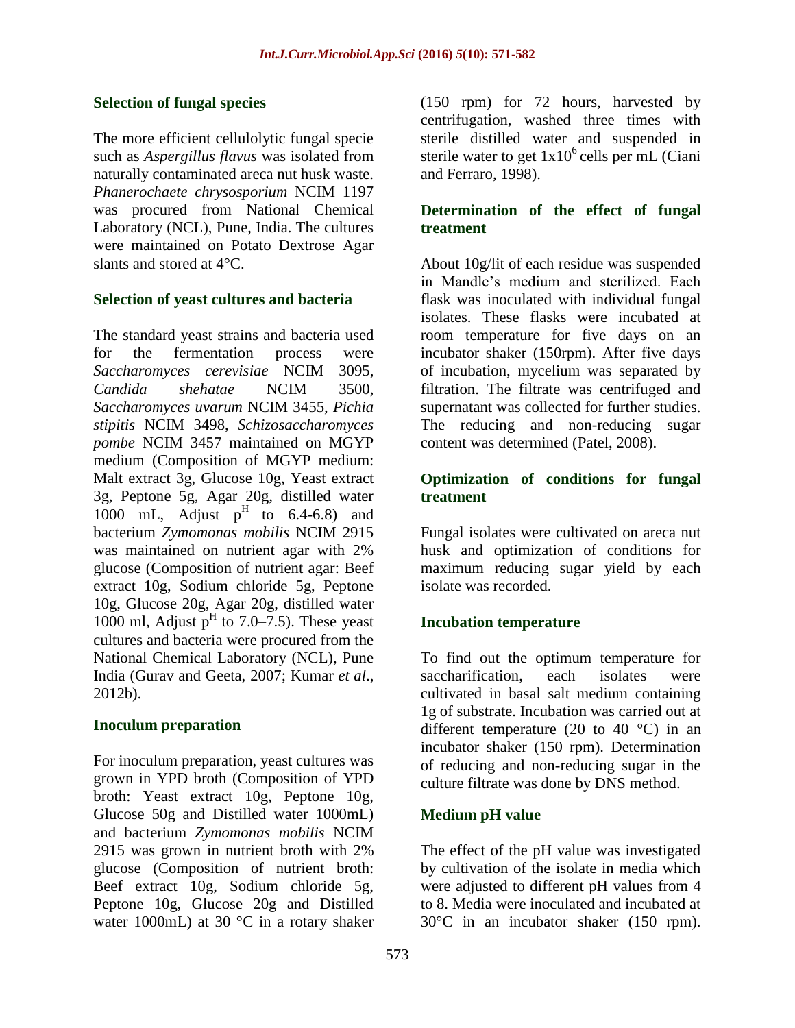### Selection of fungal species

The more efficient cellulolytic fungal specie such as *Aspergillus flavus* was isolated from naturally contaminated areca nut husk waste. *Phanerochaete chrysosporium* NCIM 1197 was procured from National Chemical Laboratory (NCL), Pune, India. The cultures were maintained on Potato Dextrose Agar slants and stored at 4°C.

### Selection of yeast cultures and bacteria

The standard yeast strains and bacteria used for the fermentation process were *Saccharomyces cerevisiae* NCIM 3095, *Candida shehatae* NCIM 3500, *Saccharomyces uvarum* NCIM 3455, *Pichia stipitis* NCIM 3498, *Schizosaccharomyces pombe* NCIM 3457 maintained on MGYP medium (Composition of MGYP medium: Malt extract 3g, Glucose 10g, Yeast extract 3g, Peptone 5g, Agar 20g, distilled water 1000 mL, Adjust $p^H$ to 6.4-6.8) and bacterium *Zymomonas mobilis* NCIM 2915 was maintained on nutrient agar with 2% glucose (Composition of nutrient agar: Beef extract 10g, Sodium chloride 5g, Peptone 10g, Glucose 20g, Agar 20g, distilled water 1000 ml, Adjust $p^H$ to 7.0–7.5). These yeast cultures and bacteria were procured from the National Chemical Laboratory (NCL), Pune India (Gurav and Geeta, 2007; Kumar *et al*., 2012b).

### Inoculum preparation

For inoculum preparation, yeast cultures was grown in YPD broth (Composition of YPD broth: Yeast extract 10g, Peptone 10g, Glucose 50g and Distilled water 1000mL) and bacterium *Zymomonas mobilis* NCIM 2915 was grown in nutrient broth with 2% glucose (Composition of nutrient broth: Beef extract 10g, Sodium chloride 5g, Peptone 10g, Glucose 20g and Distilled water 1000mL) at 30 °C in a rotary shaker (150 rpm) for 72 hours, harvested by centrifugation, washed three times with sterile distilled water and suspended in sterile water to get $1x10^6$ cells per mL (Ciani and Ferraro, 1998).

### Determination of the effect of fungal treatment

About 10g/lit of each residue was suspended in Mandle's medium and sterilized. Each flask was inoculated with individual fungal isolates. These flasks were incubated at room temperature for five days on an incubator shaker (150rpm). After five days of incubation, mycelium was separated by filtration. The filtrate was centrifuged and supernatant was collected for further studies. The reducing and non-reducing sugar content was determined (Patel, 2008).

### Optimization of conditions for fungal treatment

Fungal isolates were cultivated on areca nut husk and optimization of conditions for maximum reducing sugar yield by each isolate was recorded.

### Incubation temperature

To find out the optimum temperature for saccharification, each isolates were cultivated in basal salt medium containing 1g of substrate. Incubation was carried out at different temperature (20 to 40 °C) in an incubator shaker (150 rpm). Determination of reducing and non-reducing sugar in the culture filtrate was done by DNS method.

### Medium pH value

The effect of the pH value was investigated by cultivation of the isolate in media which were adjusted to different pH values from 4 to 8. Media were inoculated and incubated at 30°C in an incubator shaker (150 rpm).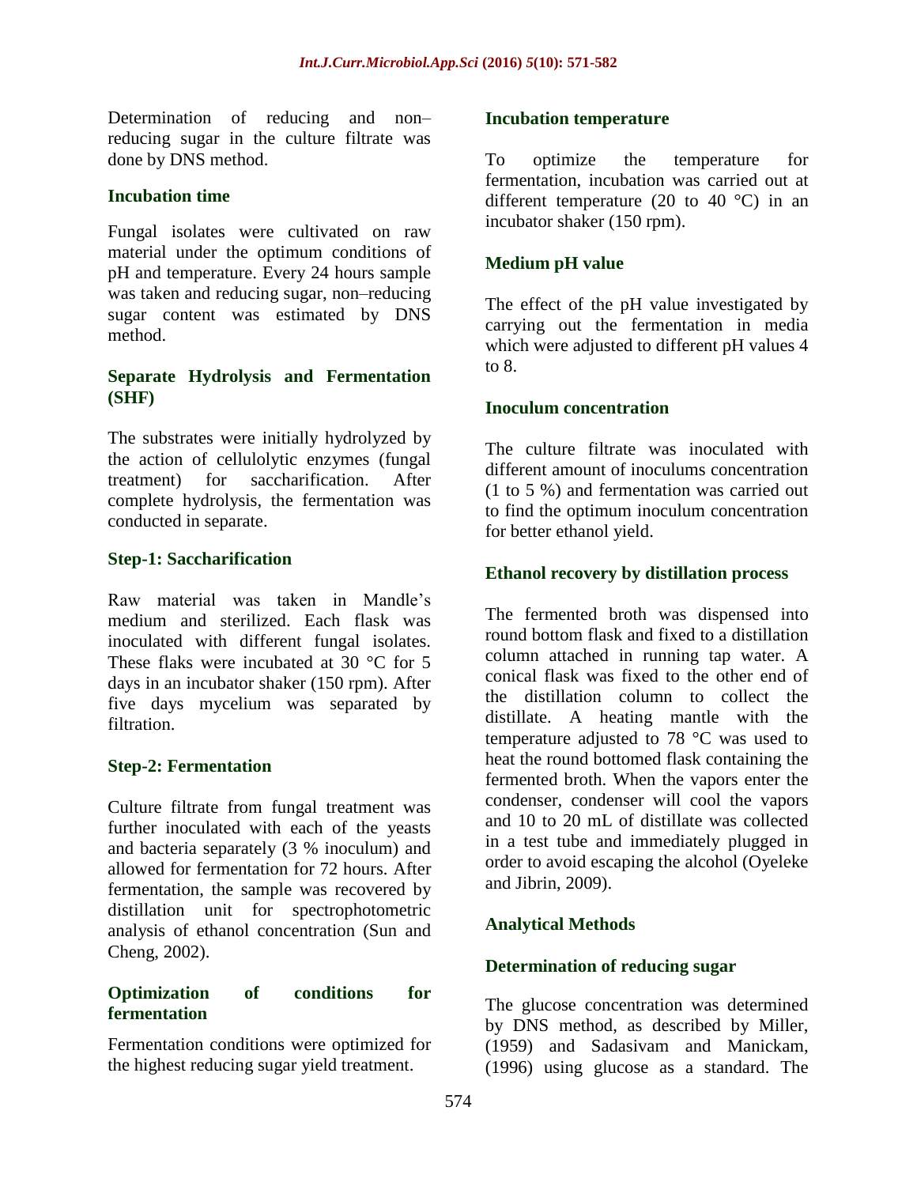Determination of reducing and non–reducing sugar in the culture filtrate was done by DNS method.

### Incubation time

Fungal isolates were cultivated on raw material under the optimum conditions of pH and temperature. Every 24 hours sample was taken and reducing sugar, non–reducing sugar content was estimated by DNS method.

### Separate Hydrolysis and Fermentation (SHF)

The substrates were initially hydrolyzed by the action of cellulolytic enzymes (fungal treatment) for saccharification. After complete hydrolysis, the fermentation was conducted in separate.

### Step-1: Saccharification

Raw material was taken in Mandle's medium and sterilized. Each flask was inoculated with different fungal isolates. These flaks were incubated at 30 °C for 5 days in an incubator shaker (150 rpm). After five days mycelium was separated by filtration.

### Step-2: Fermentation

Culture filtrate from fungal treatment was further inoculated with each of the yeasts and bacteria separately (3 % inoculum) and allowed for fermentation for 72 hours. After fermentation, the sample was recovered by distillation unit for spectrophotometric analysis of ethanol concentration (Sun and Cheng, 2002).

### Optimization of conditions for fermentation

Fermentation conditions were optimized for the highest reducing sugar yield treatment.

### Incubation temperature

To optimize the temperature for fermentation, incubation was carried out at different temperature (20 to 40 °C) in an incubator shaker (150 rpm).

### Medium pH value

The effect of the pH value investigated by carrying out the fermentation in media which were adjusted to different pH values 4 to 8.

### Inoculum concentration

The culture filtrate was inoculated with different amount of inoculums concentration (1 to 5 %) and fermentation was carried out to find the optimum inoculum concentration for better ethanol yield.

### Ethanol recovery by distillation process

The fermented broth was dispensed into round bottom flask and fixed to a distillation column attached in running tap water. A conical flask was fixed to the other end of the distillation column to collect the distillate. A heating mantle with the temperature adjusted to 78 °C was used to heat the round bottomed flask containing the fermented broth. When the vapors enter the condenser, condenser will cool the vapors and 10 to 20 mL of distillate was collected in a test tube and immediately plugged in order to avoid escaping the alcohol (Oyeleke and Jibrin, 2009).

## Analytical Methods

### Determination of reducing sugar

The glucose concentration was determined by DNS method, as described by Miller, (1959) and Sadasivam and Manickam, (1996) using glucose as a standard. The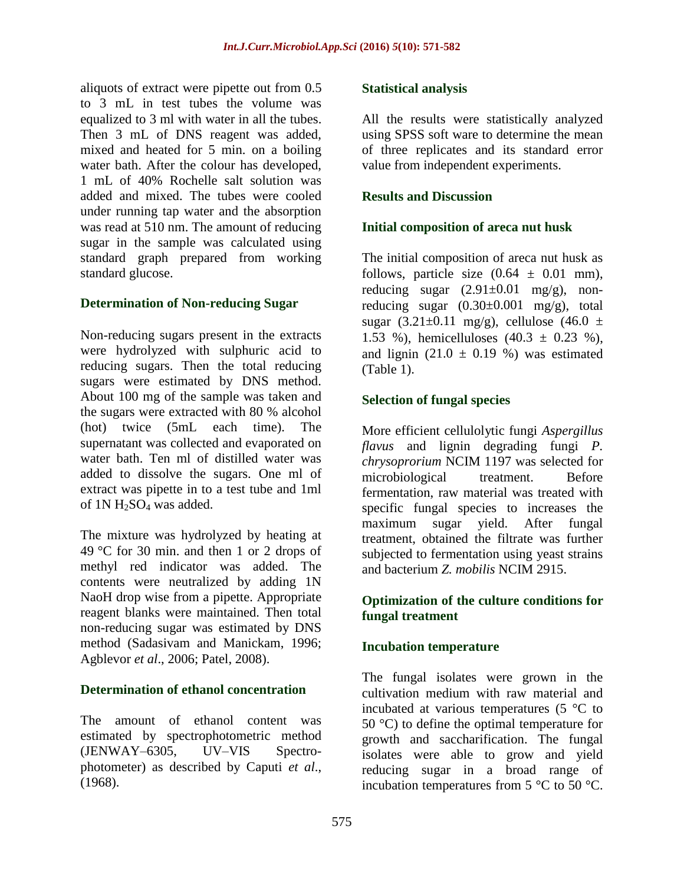aliquots of extract were pipette out from 0.5 to 3 mL in test tubes the volume was equalized to 3 ml with water in all the tubes. Then 3 mL of DNS reagent was added, mixed and heated for 5 min. on a boiling water bath. After the colour has developed, 1 mL of 40% Rochelle salt solution was added and mixed. The tubes were cooled under running tap water and the absorption was read at 510 nm. The amount of reducing sugar in the sample was calculated using standard graph prepared from working standard glucose.

### Determination of Non-reducing Sugar

Non-reducing sugars present in the extracts were hydrolyzed with sulphuric acid to reducing sugars. Then the total reducing sugars were estimated by DNS method. About 100 mg of the sample was taken and the sugars were extracted with 80 % alcohol (hot) twice (5mL each time). The supernatant was collected and evaporated on water bath. Ten ml of distilled water was added to dissolve the sugars. One ml of extract was pipette in to a test tube and 1ml of 1N $H_2SO_4$ was added.

The mixture was hydrolyzed by heating at 49 °C for 30 min. and then 1 or 2 drops of methyl red indicator was added. The contents were neutralized by adding 1N NaoH drop wise from a pipette. Appropriate reagent blanks were maintained. Then total non-reducing sugar was estimated by DNS method (Sadasivam and Manickam, 1996; Agblevor *et al*., 2006; Patel, 2008).

### Determination of ethanol concentration

The amount of ethanol content was estimated by spectrophotometric method (JENWAY–6305, UV–VIS Spectro-photometer) as described by Caputi *et al*., (1968).

### Statistical analysis

All the results were statistically analyzed using SPSS soft ware to determine the mean of three replicates and its standard error value from independent experiments.

## Results and Discussion

### Initial composition of areca nut husk

The initial composition of areca nut husk as follows, particle size (0.64 ± 0.01 mm), reducing sugar (2.91±0.01 mg/g), non-reducing sugar (0.30±0.001 mg/g), total sugar (3.21±0.11 mg/g), cellulose (46.0 ± 1.53 %), hemicelluloses (40.3 ± 0.23 %), and lignin (21.0 ± 0.19 %) was estimated (Table 1).

### Selection of fungal species

More efficient cellulolytic fungi *Aspergillus flavus* and lignin degrading fungi *P. chrysoprorium* NCIM 1197 was selected for microbiological treatment. Before fermentation, raw material was treated with specific fungal species to increases the maximum sugar yield. After fungal treatment, obtained the filtrate was further subjected to fermentation using yeast strains and bacterium *Z. mobilis* NCIM 2915.

### Optimization of the culture conditions for fungal treatment

### Incubation temperature

The fungal isolates were grown in the cultivation medium with raw material and incubated at various temperatures (5 °C to 50 °C) to define the optimal temperature for growth and saccharification. The fungal isolates were able to grow and yield reducing sugar in a broad range of incubation temperatures from 5 °C to 50 °C.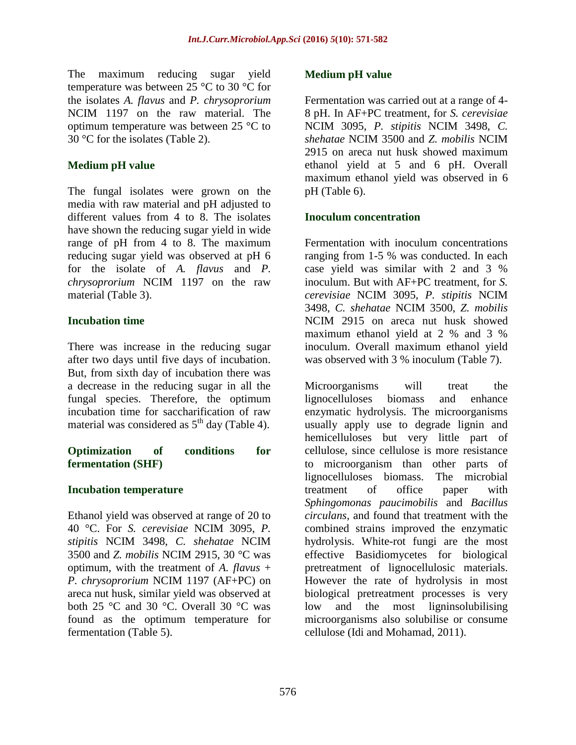The maximum reducing sugar yield temperature was between 25 °C to 30 °C for the isolates *A. flavus* and *P. chrysoprorium* NCIM 1197 on the raw material. The optimum temperature was between 25 °C to 30 °C for the isolates (Table 2).

### Medium pH value

The fungal isolates were grown on the media with raw material and pH adjusted to different values from 4 to 8. The isolates have shown the reducing sugar yield in wide range of pH from 4 to 8. The maximum reducing sugar yield was observed at pH 6 for the isolate of *A. flavus* and *P. chrysoprorium* NCIM 1197 on the raw material (Table 3).

### Incubation time

There was increase in the reducing sugar after two days until five days of incubation. But, from sixth day of incubation there was a decrease in the reducing sugar in all the fungal species. Therefore, the optimum incubation time for saccharification of raw material was considered as 5$^{th}$ day (Table 4).

### Optimization of conditions for fermentation (SHF)

### Incubation temperature

Ethanol yield was observed at range of 20 to 40 °C. For *S. cerevisiae* NCIM 3095, *P. stipitis* NCIM 3498, *C. shehatae* NCIM 3500 and *Z. mobilis* NCIM 2915, 30 °C was optimum, with the treatment of *A. flavus* + *P. chrysoprorium* NCIM 1197 (AF+PC) on areca nut husk, similar yield was observed at both 25 °C and 30 °C. Overall 30 °C was found as the optimum temperature for fermentation (Table 5).

### Medium pH value

Fermentation was carried out at a range of 4-8 pH. In AF+PC treatment, for *S. cerevisiae* NCIM 3095, *P. stipitis* NCIM 3498, *C. shehatae* NCIM 3500 and *Z. mobilis* NCIM 2915 on areca nut husk showed maximum ethanol yield at 5 and 6 pH. Overall maximum ethanol yield was observed in 6 pH (Table 6).

### Inoculum concentration

Fermentation with inoculum concentrations ranging from 1-5 % was conducted. In each case yield was similar with 2 and 3 % inoculum. But with AF+PC treatment, for *S. cerevisiae* NCIM 3095, *P. stipitis* NCIM 3498, *C. shehatae* NCIM 3500, *Z. mobilis* NCIM 2915 on areca nut husk showed maximum ethanol yield at 2 % and 3 % inoculum. Overall maximum ethanol yield was observed with 3 % inoculum (Table 7).

Microorganisms will treat the lignocelluloses biomass and enhance enzymatic hydrolysis. The microorganisms usually apply use to degrade lignin and hemicelluloses but very little part of cellulose, since cellulose is more resistance to microorganism than other parts of lignocelluloses biomass. The microbial treatment of office paper with *Sphingomonas paucimobilis* and *Bacillus circulans*, and found that treatment with the combined strains improved the enzymatic hydrolysis. White-rot fungi are the most effective Basidiomycetes for biological pretreatment of lignocellulosic materials. However the rate of hydrolysis in most biological pretreatment processes is very low and the most ligninsolubilising microorganisms also solubilise or consume cellulose (Idi and Mohamad, 2011).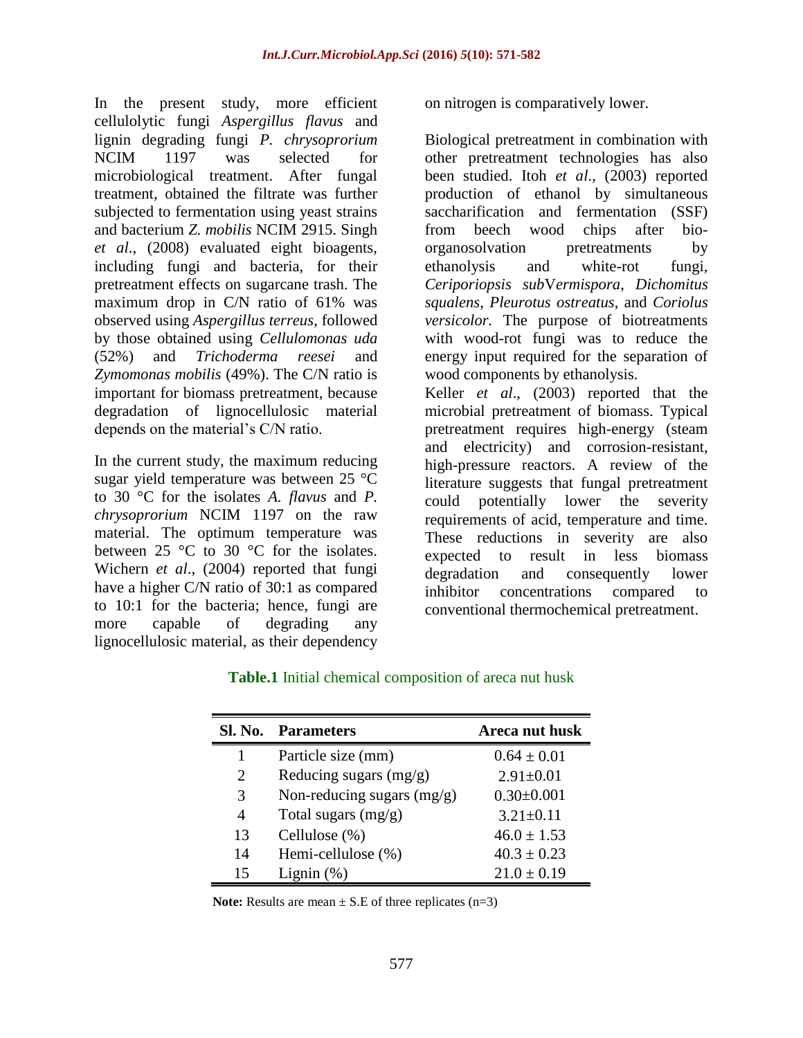In the present study, more efficient cellulolytic fungi *Aspergillus flavus* and lignin degrading fungi *P. chrysoprorium* NCIM 1197 was selected for microbiological treatment. After fungal treatment, obtained the filtrate was further subjected to fermentation using yeast strains and bacterium *Z. mobilis* NCIM 2915. Singh *et al*., (2008) evaluated eight bioagents, including fungi and bacteria, for their pretreatment effects on sugarcane trash. The maximum drop in C/N ratio of 61% was observed using *Aspergillus terreus*, followed by those obtained using *Cellulomonas uda* (52%) and *Trichoderma reesei* and *Zymomonas mobilis* (49%). The C/N ratio is important for biomass pretreatment, because degradation of lignocellulosic material depends on the material's C/N ratio.

In the current study, the maximum reducing sugar yield temperature was between 25 °C to 30 °C for the isolates *A. flavus* and *P. chrysoprorium* NCIM 1197 on the raw material. The optimum temperature was between 25 °C to 30 °C for the isolates. Wichern *et al*., (2004) reported that fungi have a higher C/N ratio of 30:1 as compared to 10:1 for the bacteria; hence, fungi are more capable of degrading any lignocellulosic material, as their dependency on nitrogen is comparatively lower.

Biological pretreatment in combination with other pretreatment technologies has also been studied. Itoh *et al*., (2003) reported production of ethanol by simultaneous saccharification and fermentation (SSF) from beech wood chips after bio-organosolvation pretreatments by ethanolysis and white-rot fungi, *Ceriporiopsis sub*V*ermispora*, *Dichomitus squalens*, *Pleurotus ostreatus*, and *Coriolus versicolor.* The purpose of biotreatments with wood-rot fungi was to reduce the energy input required for the separation of wood components by ethanolysis.

Keller *et al*., (2003) reported that the microbial pretreatment of biomass. Typical pretreatment requires high-energy (steam and electricity) and corrosion-resistant, high-pressure reactors. A review of the literature suggests that fungal pretreatment could potentially lower the severity requirements of acid, temperature and time. These reductions in severity are also expected to result in less biomass degradation and consequently lower inhibitor concentrations compared to conventional thermochemical pretreatment.

**Table.1** Initial chemical composition of areca nut husk

| Sl. No. | Parameters | Areca nut husk |
|---|---|---|
| 1 | Particle size (mm) | 0.64 ± 0.01 |
| 2 | Reducing sugars (mg/g) | 2.91±0.01 |
| 3 | Non-reducing sugars (mg/g) | 0.30±0.001 |
| 4 | Total sugars (mg/g) | 3.21±0.11 |
| 13 | Cellulose (%) | 46.0 ± 1.53 |
| 14 | Hemi-cellulose (%) | 40.3 ± 0.23 |
| 15 | Lignin (%) | 21.0 ± 0.19 |

**Note:** Results are mean ± S.E of three replicates (n=3)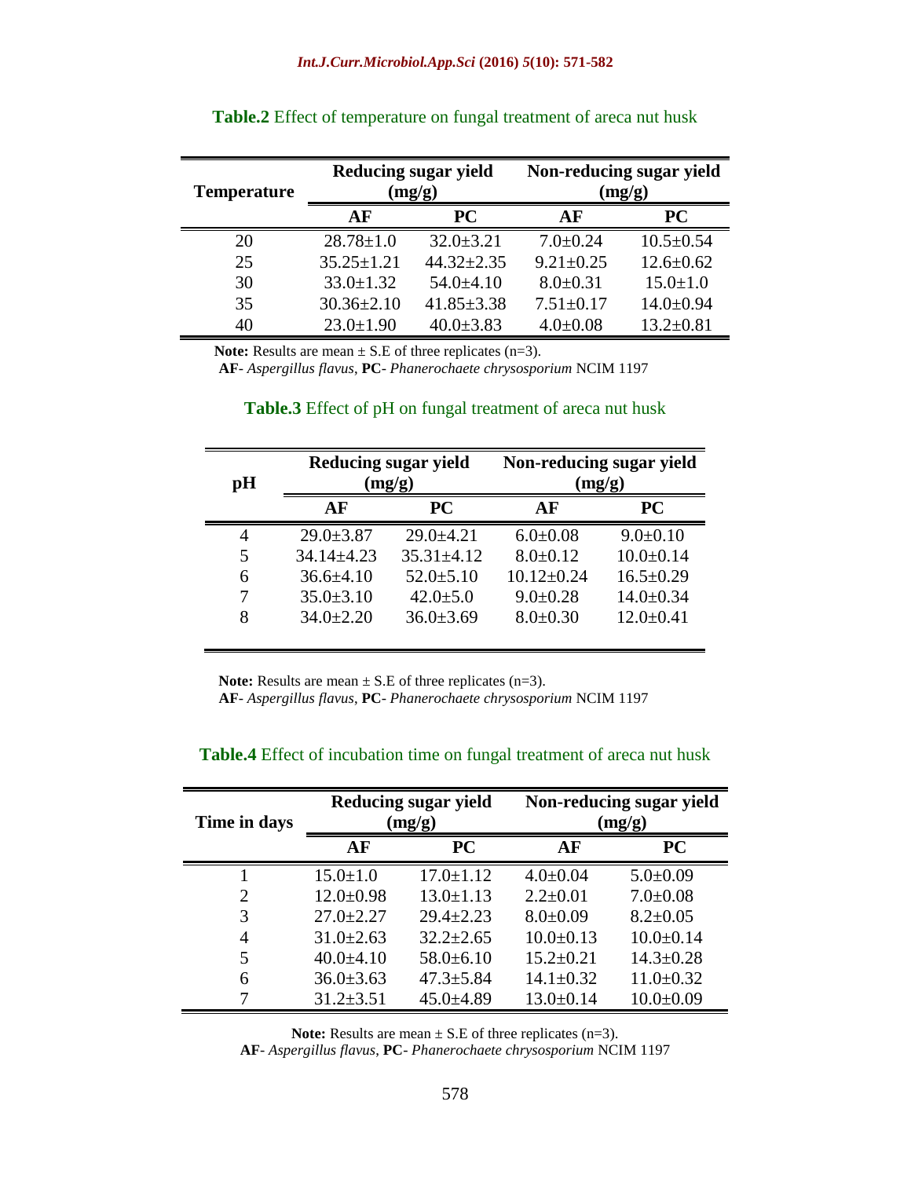**Table.2** Effect of temperature on fungal treatment of areca nut husk

| Temperature | Reducing sugar yield (mg/g) | | Non-reducing sugar yield (mg/g) | |
|---|---|---|---|---|
| | AF | PC | AF | PC |
| 20 | 28.78±1.0 | 32.0±3.21 | 7.0±0.24 | 10.5±0.54 |
| 25 | 35.25±1.21 | 44.32±2.35 | 9.21±0.25 | 12.6±0.62 |
| 30 | 33.0±1.32 | 54.0±4.10 | 8.0±0.31 | 15.0±1.0 |
| 35 | 30.36±2.10 | 41.85±3.38 | 7.51±0.17 | 14.0±0.94 |
| 40 | 23.0±1.90 | 40.0±3.83 | 4.0±0.08 | 13.2±0.81 |

**Note:** Results are mean ± S.E of three replicates (n=3).
**AF**- *Aspergillus flavus*, **PC**- *Phanerochaete chrysosporium* NCIM 1197

**Table.3** Effect of pH on fungal treatment of areca nut husk

| pH | Reducing sugar yield (mg/g) | | Non-reducing sugar yield (mg/g) | |
|---|---|---|---|---|
| | AF | PC | AF | PC |
| 4 | 29.0±3.87 | 29.0±4.21 | 6.0±0.08 | 9.0±0.10 |
| 5 | 34.14±4.23 | 35.31±4.12 | 8.0±0.12 | 10.0±0.14 |
| 6 | 36.6±4.10 | 52.0±5.10 | 10.12±0.24 | 16.5±0.29 |
| 7 | 35.0±3.10 | 42.0±5.0 | 9.0±0.28 | 14.0±0.34 |
| 8 | 34.0±2.20 | 36.0±3.69 | 8.0±0.30 | 12.0±0.41 |

**Note:** Results are mean ± S.E of three replicates (n=3).
**AF**- *Aspergillus flavus*, **PC**- *Phanerochaete chrysosporium* NCIM 1197

**Table.4** Effect of incubation time on fungal treatment of areca nut husk

| Time in days | Reducing sugar yield (mg/g) | | Non-reducing sugar yield (mg/g) | |
|---|---|---|---|---|
| | AF | PC | AF | PC |
| 1 | 15.0±1.0 | 17.0±1.12 | 4.0±0.04 | 5.0±0.09 |
| 2 | 12.0±0.98 | 13.0±1.13 | 2.2±0.01 | 7.0±0.08 |
| 3 | 27.0±2.27 | 29.4±2.23 | 8.0±0.09 | 8.2±0.05 |
| 4 | 31.0±2.63 | 32.2±2.65 | 10.0±0.13 | 10.0±0.14 |
| 5 | 40.0±4.10 | 58.0±6.10 | 15.2±0.21 | 14.3±0.28 |
| 6 | 36.0±3.63 | 47.3±5.84 | 14.1±0.32 | 11.0±0.32 |
| 7 | 31.2±3.51 | 45.0±4.89 | 13.0±0.14 | 10.0±0.09 |

**Note:** Results are mean ± S.E of three replicates (n=3).
**AF**- *Aspergillus flavus*, **PC**- *Phanerochaete chrysosporium* NCIM 1197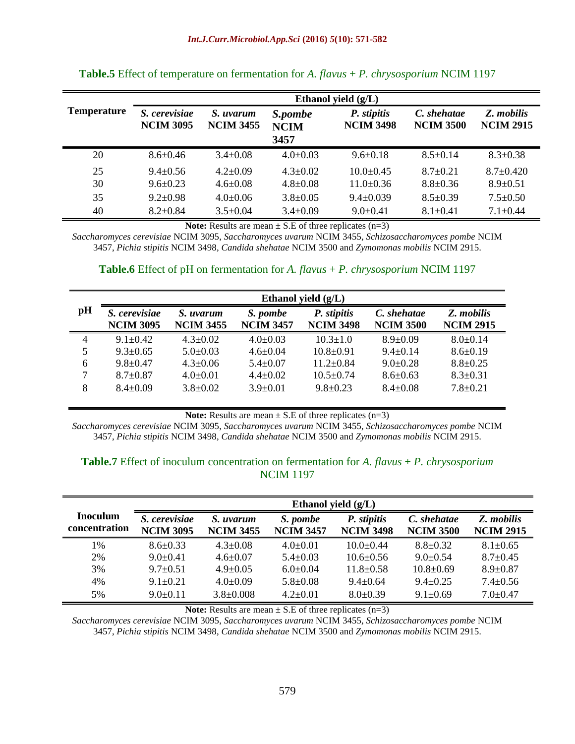**Table.5** Effect of temperature on fermentation for *A. flavus + P. chrysosporium* NCIM 1197

| Temperature | Ethanol yield (g/L) | | | | | |
|---|---|---|---|---|---|---|
| | *S. cerevisiae* **NCIM 3095** | *S. uvarum* **NCIM 3455** | *S.pombe* **NCIM 3457** | *P. stipitis* **NCIM 3498** | *C. shehatae* **NCIM 3500** | *Z. mobilis* **NCIM 2915** |
| 20 | 8.6±0.46 | 3.4±0.08 | 4.0±0.03 | 9.6±0.18 | 8.5±0.14 | 8.3±0.38 |
| 25 | 9.4±0.56 | 4.2±0.09 | 4.3±0.02 | 10.0±0.45 | 8.7±0.21 | 8.7±0.420 |
| 30 | 9.6±0.23 | 4.6±0.08 | 4.8±0.08 | 11.0±0.36 | 8.8±0.36 | 8.9±0.51 |
| 35 | 9.2±0.98 | 4.0±0.06 | 3.8±0.05 | 9.4±0.039 | 8.5±0.39 | 7.5±0.50 |
| 40 | 8.2±0.84 | 3.5±0.04 | 3.4±0.09 | 9.0±0.41 | 8.1±0.41 | 7.1±0.44 |

**Note:** Results are mean ± S.E of three replicates (n=3)

*Saccharomyces cerevisiae* NCIM 3095, *Saccharomyces uvarum* NCIM 3455, *Schizosaccharomyces pombe* NCIM 3457, *Pichia stipitis* NCIM 3498, *Candida shehatae* NCIM 3500 and *Zymomonas mobilis* NCIM 2915.

**Table.6** Effect of pH on fermentation for *A. flavus + P. chrysosporium* NCIM 1197

| pH | Ethanol yield (g/L) | | | | | |
|---|---|---|---|---|---|---|
| | *S. cerevisiae* **NCIM 3095** | *S. uvarum* **NCIM 3455** | *S. pombe* **NCIM 3457** | *P. stipitis* **NCIM 3498** | *C. shehatae* **NCIM 3500** | *Z. mobilis* **NCIM 2915** |
| 4 | 9.1±0.42 | 4.3±0.02 | 4.0±0.03 | 10.3±1.0 | 8.9±0.09 | 8.0±0.14 |
| 5 | 9.3±0.65 | 5.0±0.03 | 4.6±0.04 | 10.8±0.91 | 9.4±0.14 | 8.6±0.19 |
| 6 | 9.8±0.47 | 4.3±0.06 | 5.4±0.07 | 11.2±0.84 | 9.0±0.28 | 8.8±0.25 |
| 7 | 8.7±0.87 | 4.0±0.01 | 4.4±0.02 | 10.5±0.74 | 8.6±0.63 | 8.3±0.31 |
| 8 | 8.4±0.09 | 3.8±0.02 | 3.9±0.01 | 9.8±0.23 | 8.4±0.08 | 7.8±0.21 |

**Note:** Results are mean ± S.E of three replicates (n=3)

*Saccharomyces cerevisiae* NCIM 3095, *Saccharomyces uvarum* NCIM 3455, *Schizosaccharomyces pombe* NCIM 3457, *Pichia stipitis* NCIM 3498, *Candida shehatae* NCIM 3500 and *Zymomonas mobilis* NCIM 2915.

**Table.7** Effect of inoculum concentration on fermentation for *A. flavus + P. chrysosporium* NCIM 1197

| Inoculum concentration | Ethanol yield (g/L) | | | | | |
|---|---|---|---|---|---|---|
| | *S. cerevisiae* **NCIM 3095** | *S. uvarum* **NCIM 3455** | *S. pombe* **NCIM 3457** | *P. stipitis* **NCIM 3498** | *C. shehatae* **NCIM 3500** | *Z. mobilis* **NCIM 2915** |
| 1% | 8.6±0.33 | 4.3±0.08 | 4.0±0.01 | 10.0±0.44 | 8.8±0.32 | 8.1±0.65 |
| 2% | 9.0±0.41 | 4.6±0.07 | 5.4±0.03 | 10.6±0.56 | 9.0±0.54 | 8.7±0.45 |
| 3% | 9.7±0.51 | 4.9±0.05 | 6.0±0.04 | 11.8±0.58 | 10.8±0.69 | 8.9±0.87 |
| 4% | 9.1±0.21 | 4.0±0.09 | 5.8±0.08 | 9.4±0.64 | 9.4±0.25 | 7.4±0.56 |
| 5% | 9.0±0.11 | 3.8±0.008 | 4.2±0.01 | 8.0±0.39 | 9.1±0.69 | 7.0±0.47 |

**Note:** Results are mean ± S.E of three replicates (n=3)

*Saccharomyces cerevisiae* NCIM 3095, *Saccharomyces uvarum* NCIM 3455, *Schizosaccharomyces pombe* NCIM 3457, *Pichia stipitis* NCIM 3498, *Candida shehatae* NCIM 3500 and *Zymomonas mobilis* NCIM 2915.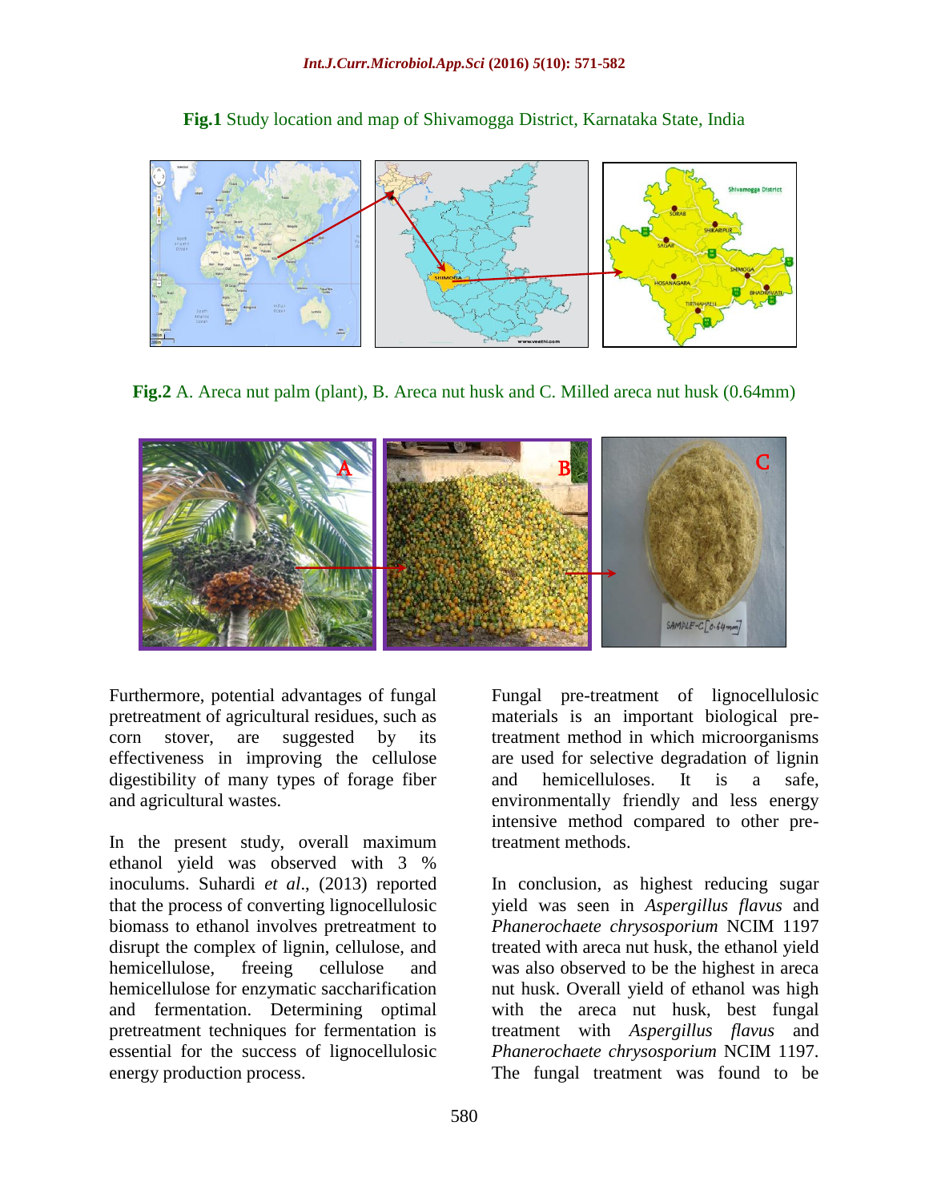**Fig.1** Study location and map of Shivamogga District, Karnataka State, India

**Fig.2** A. Areca nut palm (plant), B. Areca nut husk and C. Milled areca nut husk (0.64mm)

Furthermore, potential advantages of fungal pretreatment of agricultural residues, such as corn stover, are suggested by its effectiveness in improving the cellulose digestibility of many types of forage fiber and agricultural wastes.

In the present study, overall maximum ethanol yield was observed with 3 % inoculums. Suhardi *et al*., (2013) reported that the process of converting lignocellulosic biomass to ethanol involves pretreatment to disrupt the complex of lignin, cellulose, and hemicellulose, freeing cellulose and hemicellulose for enzymatic saccharification and fermentation. Determining optimal pretreatment techniques for fermentation is essential for the success of lignocellulosic energy production process.

Fungal pre-treatment of lignocellulosic materials is an important biological pre-treatment method in which microorganisms are used for selective degradation of lignin and hemicelluloses. It is a safe, environmentally friendly and less energy intensive method compared to other pre-treatment methods.

In conclusion, as highest reducing sugar yield was seen in *Aspergillus flavus* and *Phanerochaete chrysosporium* NCIM 1197 treated with areca nut husk, the ethanol yield was also observed to be the highest in areca nut husk. Overall yield of ethanol was high with the areca nut husk, best fungal treatment with *Aspergillus flavus* and *Phanerochaete chrysosporium* NCIM 1197. The fungal treatment was found to be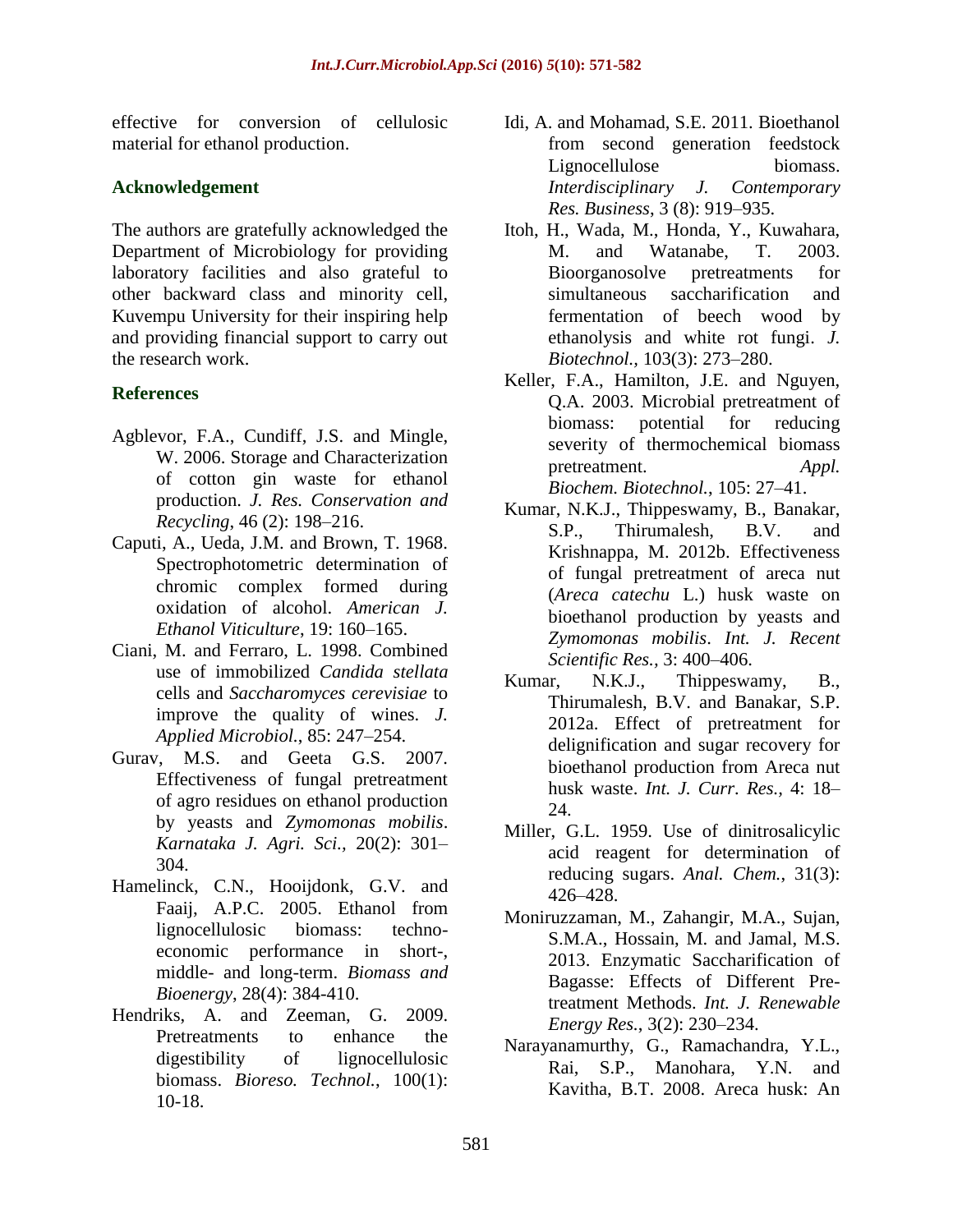effective for conversion of cellulosic material for ethanol production.

## Acknowledgement

The authors are gratefully acknowledged the Department of Microbiology for providing laboratory facilities and also grateful to other backward class and minority cell, Kuvempu University for their inspiring help and providing financial support to carry out the research work.

## References

Agblevor, F.A., Cundiff, J.S. and Mingle, W. 2006. Storage and Characterization of cotton gin waste for ethanol production. *J. Res. Conservation and Recycling*, 46 (2): 198–216.

Caputi, A., Ueda, J.M. and Brown, T. 1968. Spectrophotometric determination of chromic complex formed during oxidation of alcohol. *American J. Ethanol Viticulture*, 19: 160–165.

Ciani, M. and Ferraro, L. 1998. Combined use of immobilized *Candida stellata* cells and *Saccharomyces cerevisiae* to improve the quality of wines. *J. Applied Microbiol.*, 85: 247–254.

Gurav, M.S. and Geeta G.S. 2007. Effectiveness of fungal pretreatment of agro residues on ethanol production by yeasts and *Zymomonas mobilis*. *Karnataka J. Agri. Sci.*, 20(2): 301–304.

Hamelinck, C.N., Hooijdonk, G.V. and Faaij, A.P.C. 2005. Ethanol from lignocellulosic biomass: techno-economic performance in short-, middle- and long-term. *Biomass and Bioenergy*, 28(4): 384-410.

Hendriks, A. and Zeeman, G. 2009. Pretreatments to enhance the digestibility of lignocellulosic biomass. *Bioreso. Technol.*, 100(1): 10-18.

Idi, A. and Mohamad, S.E. 2011. Bioethanol from second generation feedstock Lignocellulose biomass. *Interdisciplinary J. Contemporary Res. Business*, 3 (8): 919–935.

Itoh, H., Wada, M., Honda, Y., Kuwahara, M. and Watanabe, T. 2003. Bioorganosolve pretreatments for simultaneous saccharification and fermentation of beech wood by ethanolysis and white rot fungi. *J. Biotechnol.*, 103(3): 273–280.

Keller, F.A., Hamilton, J.E. and Nguyen, Q.A. 2003. Microbial pretreatment of biomass: potential for reducing severity of thermochemical biomass pretreatment. *Appl. Biochem. Biotechnol.*, 105: 27–41.

Kumar, N.K.J., Thippeswamy, B., Banakar, S.P., Thirumalesh, B.V. and Krishnappa, M. 2012b. Effectiveness of fungal pretreatment of areca nut (*Areca catechu* L.) husk waste on bioethanol production by yeasts and *Zymomonas mobilis*. *Int. J. Recent Scientific Res.*, 3: 400–406.

Kumar, N.K.J., Thippeswamy, B., Thirumalesh, B.V. and Banakar, S.P. 2012a. Effect of pretreatment for delignification and sugar recovery for bioethanol production from Areca nut husk waste. *Int. J. Curr. Res.*, 4: 18–24.

Miller, G.L. 1959. Use of dinitrosalicylic acid reagent for determination of reducing sugars. *Anal. Chem.*, 31(3): 426–428.

Moniruzzaman, M., Zahangir, M.A., Sujan, S.M.A., Hossain, M. and Jamal, M.S. 2013. Enzymatic Saccharification of Bagasse: Effects of Different Pre-treatment Methods. *Int. J. Renewable Energy Res.*, 3(2): 230–234.

Narayanamurthy, G., Ramachandra, Y.L., Rai, S.P., Manohara, Y.N. and Kavitha, B.T. 2008. Areca husk: An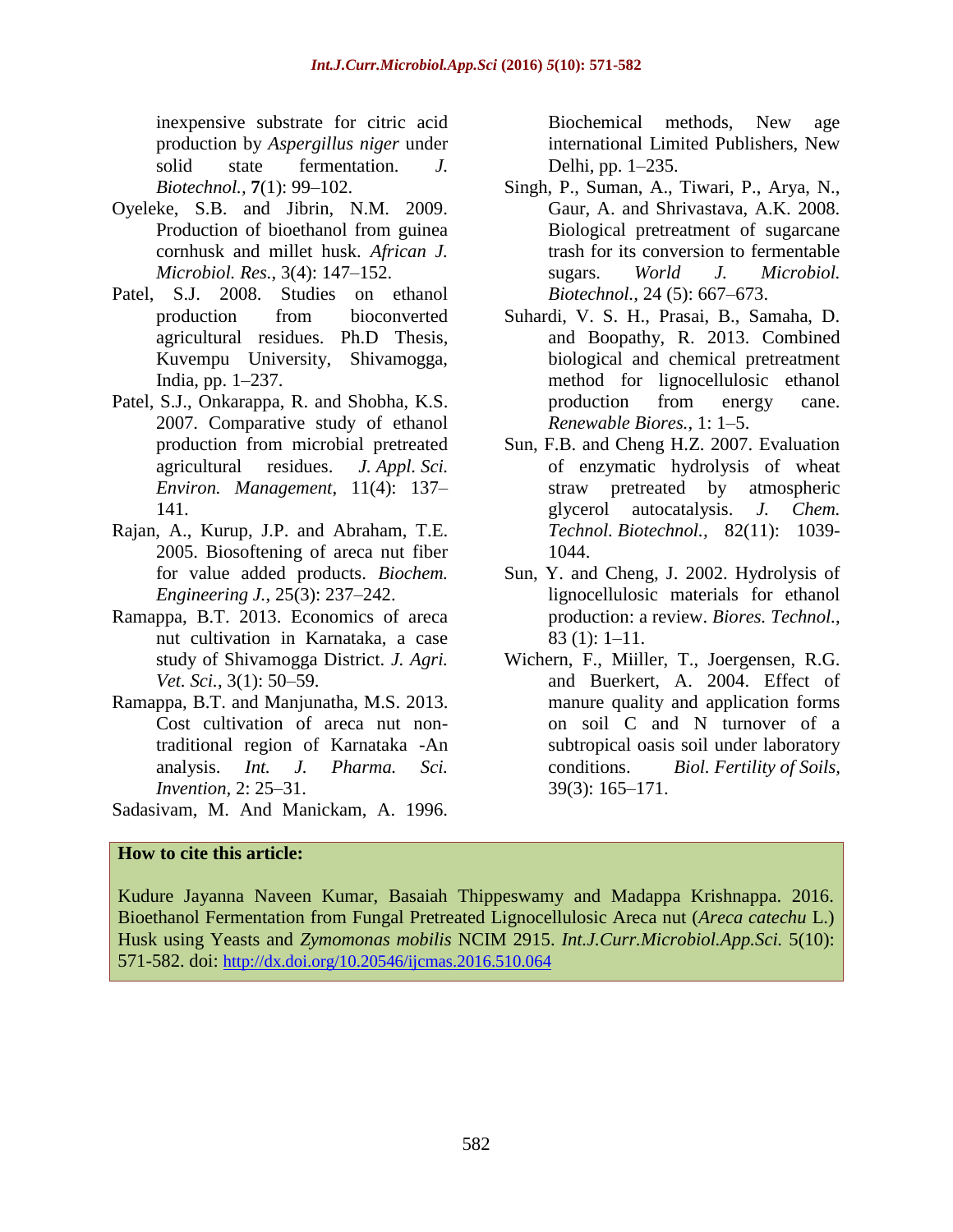inexpensive substrate for citric acid production by *Aspergillus niger* under solid state fermentation. *J. Biotechnol.*, **7**(1): 99–102.

Oyeleke, S.B. and Jibrin, N.M. 2009. Production of bioethanol from guinea cornhusk and millet husk. *African J. Microbiol. Res.*, 3(4): 147–152.

Patel, S.J. 2008. Studies on ethanol production from bioconverted agricultural residues. Ph.D Thesis, Kuvempu University, Shivamogga, India, pp. 1–237.

Patel, S.J., Onkarappa, R. and Shobha, K.S. 2007. Comparative study of ethanol production from microbial pretreated agricultural residues. *J. Appl. Sci. Environ. Management*, 11(4): 137–141.

Rajan, A., Kurup, J.P. and Abraham, T.E. 2005. Biosoftening of areca nut fiber for value added products. *Biochem. Engineering J.*, 25(3): 237–242.

Ramappa, B.T. 2013. Economics of areca nut cultivation in Karnataka, a case study of Shivamogga District. *J. Agri. Vet. Sci.*, 3(1): 50–59.

Ramappa, B.T. and Manjunatha, M.S. 2013. Cost cultivation of areca nut non-traditional region of Karnataka -An analysis. *Int. J. Pharma. Sci. Invention*, 2: 25–31.

Sadasivam, M. And Manickam, A. 1996. Biochemical methods, New age international Limited Publishers, New Delhi, pp. 1–235.

Singh, P., Suman, A., Tiwari, P., Arya, N., Gaur, A. and Shrivastava, A.K. 2008. Biological pretreatment of sugarcane trash for its conversion to fermentable sugars. *World J. Microbiol. Biotechnol.*, 24 (5): 667–673.

Suhardi, V. S. H., Prasai, B., Samaha, D. and Boopathy, R. 2013. Combined biological and chemical pretreatment method for lignocellulosic ethanol production from energy cane. *Renewable Biores.*, 1: 1–5.

Sun, F.B. and Cheng H.Z. 2007. Evaluation of enzymatic hydrolysis of wheat straw pretreated by atmospheric glycerol autocatalysis. *J. Chem. Technol. Biotechnol.*, 82(11): 1039-1044.

Sun, Y. and Cheng, J. 2002. Hydrolysis of lignocellulosic materials for ethanol production: a review. *Biores. Technol.*, 83 (1): 1–11.

Wichern, F., Miiller, T., Joergensen, R.G. and Buerkert, A. 2004. Effect of manure quality and application forms on soil C and N turnover of a subtropical oasis soil under laboratory conditions. *Biol. Fertility of Soils*, 39(3): 165–171.

**How to cite this article:**

Kudure Jayanna Naveen Kumar, Basaiah Thippeswamy and Madappa Krishnappa. 2016. Bioethanol Fermentation from Fungal Pretreated Lignocellulosic Areca nut (*Areca catechu* L.) Husk using Yeasts and *Zymomonas mobilis* NCIM 2915. *Int.J.Curr.Microbiol.App.Sci.* 5(10): 571-582. doi: http://dx.doi.org/10.20546/ijcmas.2016.510.064